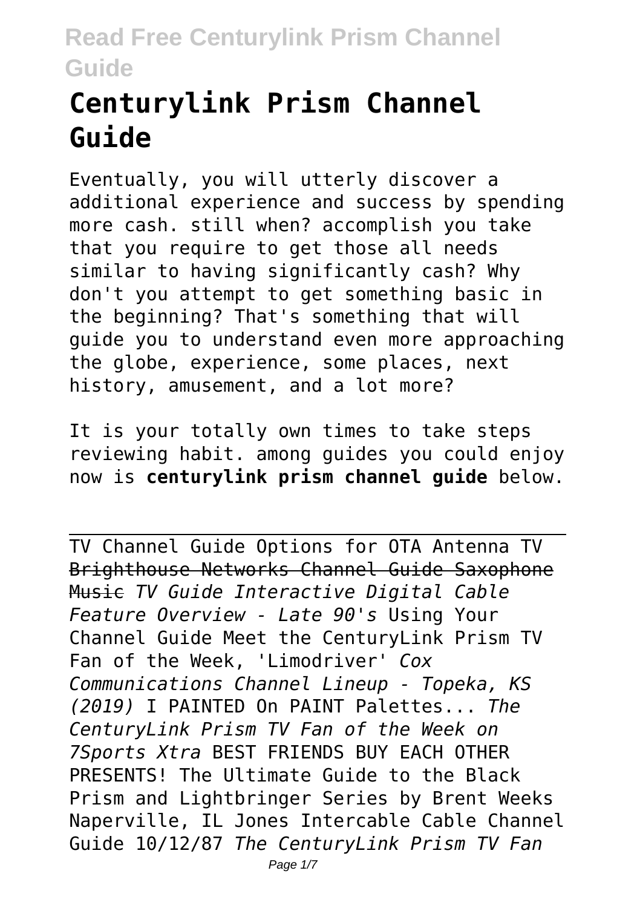# Centurylink Prism Channel Guide

Eventually, you will utterly discover a additional experience and success by spending more cash. still when? accomplish you take that you require to get those all needs similar to having significantly cash? Why don't you attempt to get something basic in the beginning? That's something that will guide you to understand even more approaching the globe, experience, some places, next history, amusement, and a lot more?

It is your totally own times to take steps reviewing habit. among guides you could enjoy now is **centurylink prism channel guide** below.

TV Channel Guide Options for OTA Antenna TV Brighthouse Networks Channel Guide Saxophone Music *TV Guide Interactive Digital Cable Feature Overview - Late 90's* Using Your Channel Guide Meet the CenturyLink Prism TV Fan of the Week, 'Limodriver' *Cox Communications Channel Lineup - Topeka, KS (2019)* I PAINTED On PAINT Palettes... *The CenturyLink Prism TV Fan of the Week on 7Sports Xtra* BEST FRIENDS BUY EACH OTHER PRESENTS! The Ultimate Guide to the Black Prism and Lightbringer Series by Brent Weeks Naperville, IL Jones Intercable Cable Channel Guide 10/12/87 *The CenturyLink Prism TV Fan*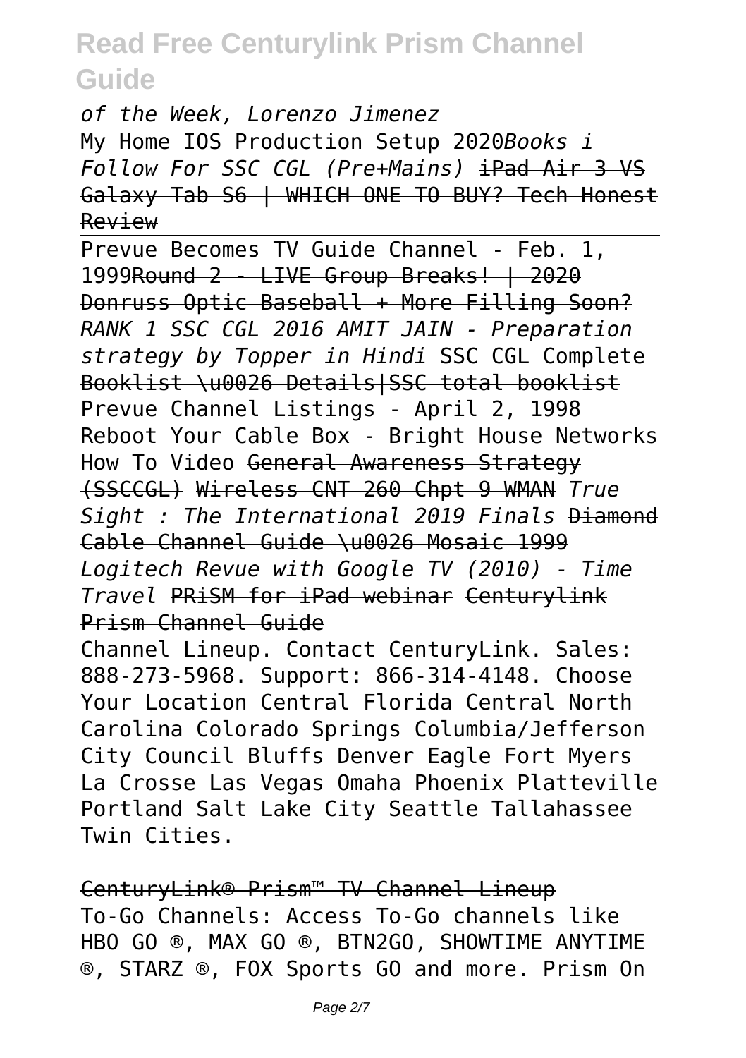*of the Week, Lorenzo Jimenez*

My Home IOS Production Setup 2020*Books i Follow For SSC CGL (Pre+Mains)* ~~iPad Air 3 VS Galaxy Tab S6 | WHICH ONE TO BUY? Tech Honest Review~~

Prevue Becomes TV Guide Channel - Feb. 1, 1999~~Round 2 - LIVE Group Breaks! | 2020 Donruss Optic Baseball + More Filling Soon?~~ *RANK 1 SSC CGL 2016 AMIT JAIN - Preparation strategy by Topper in Hindi* ~~SSC CGL Complete Booklist \u0026 Details|SSC total booklist~~ ~~Prevue Channel Listings - April 2, 1998~~ Reboot Your Cable Box - Bright House Networks How To Video ~~General Awareness Strategy (SSCCGL)~~ ~~Wireless CNT 260 Chpt 9 WMAN~~ *True Sight : The International 2019 Finals* ~~Diamond Cable Channel Guide \u0026 Mosaic 1999~~ *Logitech Revue with Google TV (2010) - Time Travel* ~~PRiSM for iPad webinar~~ ~~Centurylink Prism Channel Guide~~

Channel Lineup. Contact CenturyLink. Sales: 888-273-5968. Support: 866-314-4148. Choose Your Location Central Florida Central North Carolina Colorado Springs Columbia/Jefferson City Council Bluffs Denver Eagle Fort Myers La Crosse Las Vegas Omaha Phoenix Platteville Portland Salt Lake City Seattle Tallahassee Twin Cities.

~~CenturyLink® Prism™ TV Channel Lineup~~

To-Go Channels: Access To-Go channels like HBO GO ®, MAX GO ®, BTN2GO, SHOWTIME ANYTIME ®, STARZ ®, FOX Sports GO and more. Prism On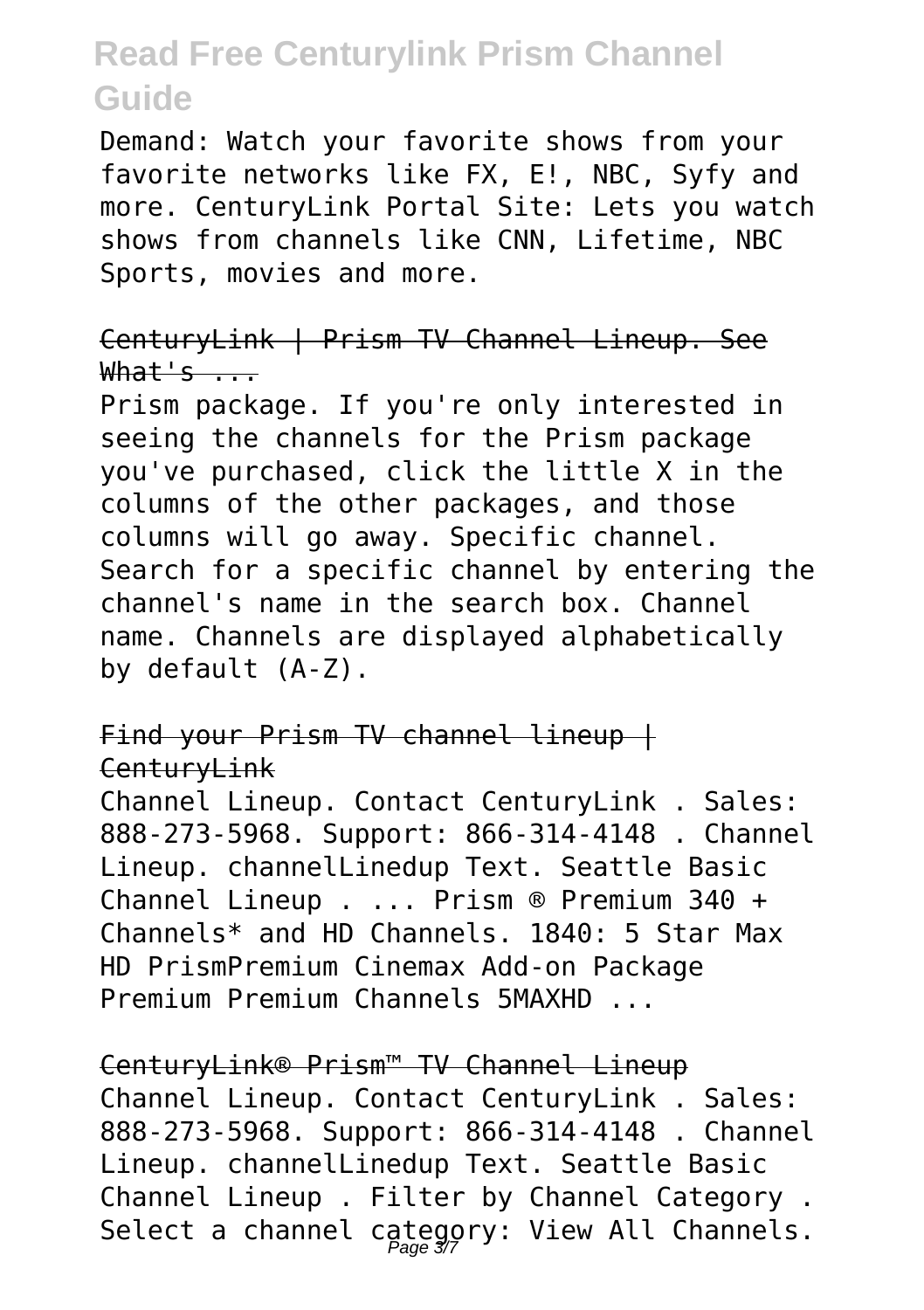Demand: Watch your favorite shows from your favorite networks like FX, E!, NBC, Syfy and more. CenturyLink Portal Site: Lets you watch shows from channels like CNN, Lifetime, NBC Sports, movies and more.

CenturyLink | Prism TV Channel Lineup. See What's ...

Prism package. If you're only interested in seeing the channels for the Prism package you've purchased, click the little X in the columns of the other packages, and those columns will go away. Specific channel. Search for a specific channel by entering the channel's name in the search box. Channel name. Channels are displayed alphabetically by default (A-Z).

Find your Prism TV channel lineup | CenturyLink

Channel Lineup. Contact CenturyLink . Sales: 888-273-5968. Support: 866-314-4148 . Channel Lineup. channelLinedup Text. Seattle Basic Channel Lineup . ... Prism ® Premium 340 + Channels* and HD Channels. 1840: 5 Star Max HD PrismPremium Cinemax Add-on Package Premium Premium Channels 5MAXHD ...

CenturyLink® Prism™ TV Channel Lineup

Channel Lineup. Contact CenturyLink . Sales: 888-273-5968. Support: 866-314-4148 . Channel Lineup. channelLinedup Text. Seattle Basic Channel Lineup . Filter by Channel Category . Select a channel category: View All Channels.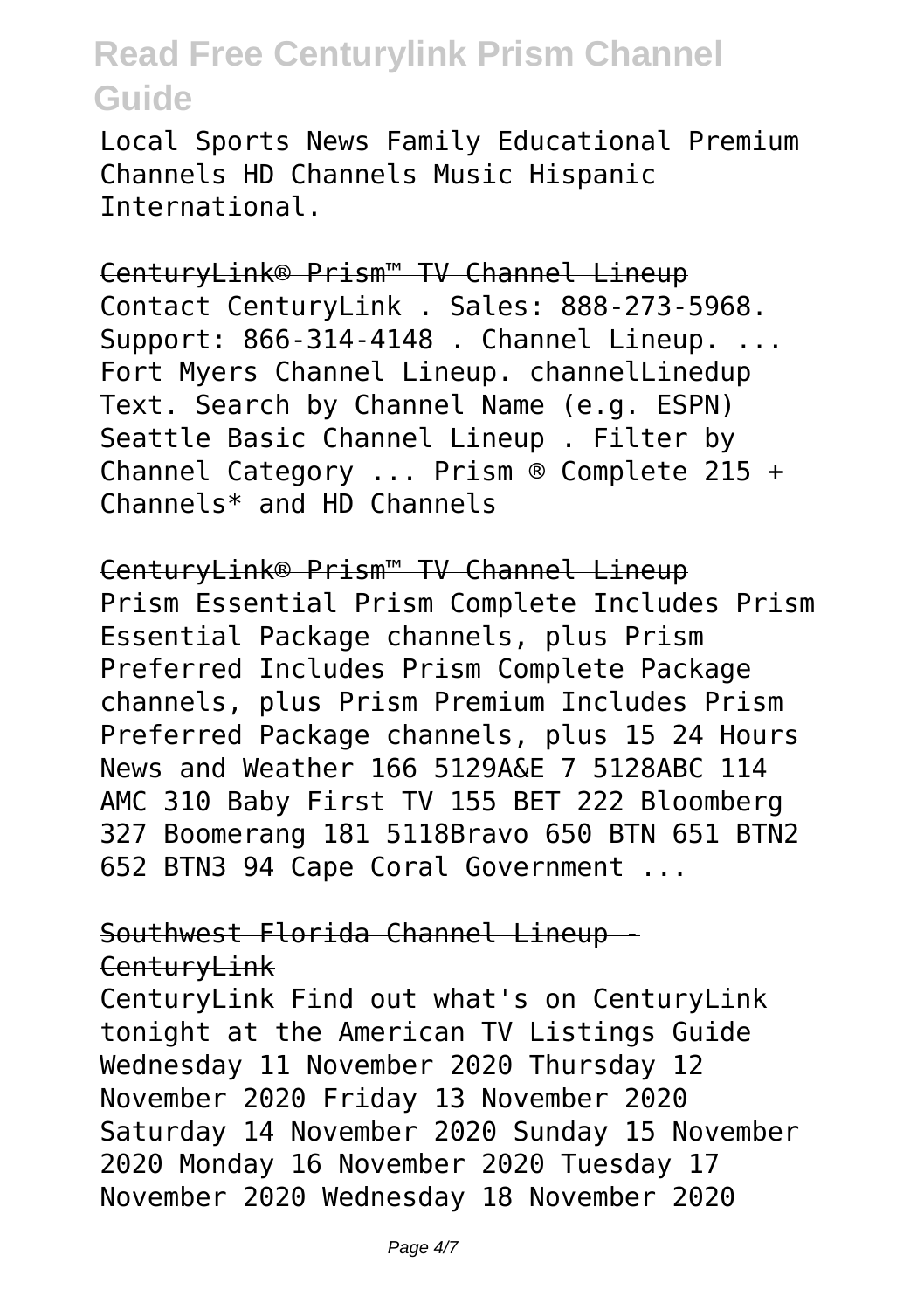Local Sports News Family Educational Premium Channels HD Channels Music Hispanic International.

## CenturyLink® Prism™ TV Channel Lineup

Contact CenturyLink . Sales: 888-273-5968. Support: 866-314-4148 . Channel Lineup. ... Fort Myers Channel Lineup. channelLinedup Text. Search by Channel Name (e.g. ESPN) Seattle Basic Channel Lineup . Filter by Channel Category ... Prism ® Complete 215 + Channels* and HD Channels

## CenturyLink® Prism™ TV Channel Lineup

Prism Essential Prism Complete Includes Prism Essential Package channels, plus Prism Preferred Includes Prism Complete Package channels, plus Prism Premium Includes Prism Preferred Package channels, plus 15 24 Hours News and Weather 166 5129A&E 7 5128ABC 114 AMC 310 Baby First TV 155 BET 222 Bloomberg 327 Boomerang 181 5118Bravo 650 BTN 651 BTN2 652 BTN3 94 Cape Coral Government ...

## Southwest Florida Channel Lineup - CenturyLink

CenturyLink Find out what's on CenturyLink tonight at the American TV Listings Guide Wednesday 11 November 2020 Thursday 12 November 2020 Friday 13 November 2020 Saturday 14 November 2020 Sunday 15 November 2020 Monday 16 November 2020 Tuesday 17 November 2020 Wednesday 18 November 2020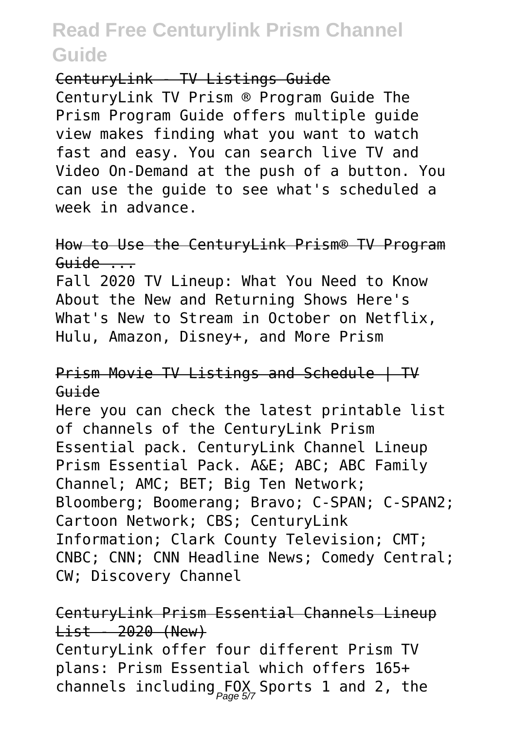CenturyLink - TV Listings Guide

CenturyLink TV Prism ® Program Guide The Prism Program Guide offers multiple guide view makes finding what you want to watch fast and easy. You can search live TV and Video On-Demand at the push of a button. You can use the guide to see what's scheduled a week in advance.

How to Use the CenturyLink Prism® TV Program Guide ...

Fall 2020 TV Lineup: What You Need to Know About the New and Returning Shows Here's What's New to Stream in October on Netflix, Hulu, Amazon, Disney+, and More Prism

Prism Movie TV Listings and Schedule | TV Guide

Here you can check the latest printable list of channels of the CenturyLink Prism Essential pack. CenturyLink Channel Lineup Prism Essential Pack. A&E; ABC; ABC Family Channel; AMC; BET; Big Ten Network; Bloomberg; Boomerang; Bravo; C-SPAN; C-SPAN2; Cartoon Network; CBS; CenturyLink Information; Clark County Television; CMT; CNBC; CNN; CNN Headline News; Comedy Central; CW; Discovery Channel

CenturyLink Prism Essential Channels Lineup List - 2020 (New)

CenturyLink offer four different Prism TV plans: Prism Essential which offers 165+ channels including FOX Sports 1 and 2, the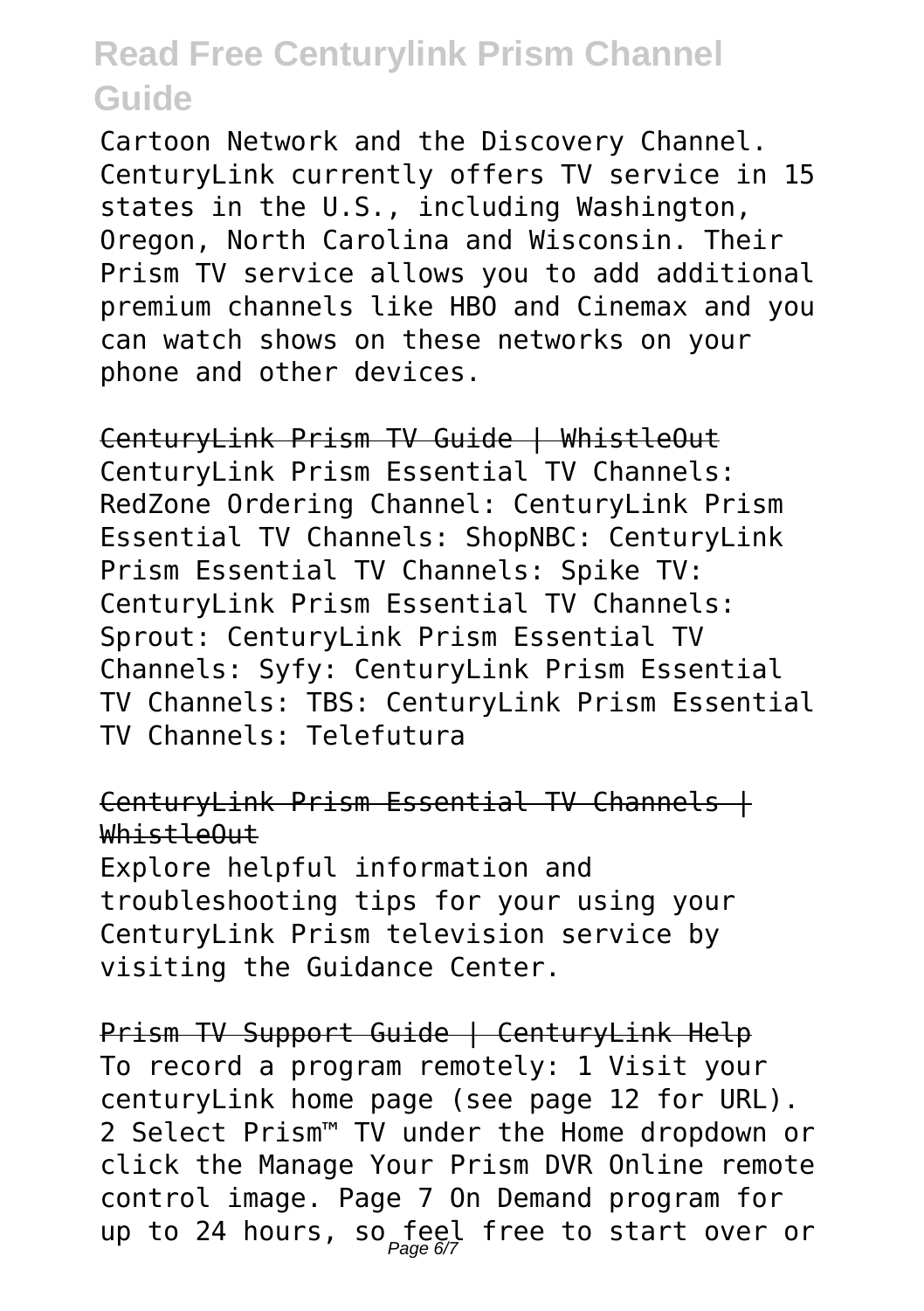Cartoon Network and the Discovery Channel. CenturyLink currently offers TV service in 15 states in the U.S., including Washington, Oregon, North Carolina and Wisconsin. Their Prism TV service allows you to add additional premium channels like HBO and Cinemax and you can watch shows on these networks on your phone and other devices.

CenturyLink Prism TV Guide | WhistleOut

CenturyLink Prism Essential TV Channels: RedZone Ordering Channel: CenturyLink Prism Essential TV Channels: ShopNBC: CenturyLink Prism Essential TV Channels: Spike TV: CenturyLink Prism Essential TV Channels: Sprout: CenturyLink Prism Essential TV Channels: Syfy: CenturyLink Prism Essential TV Channels: TBS: CenturyLink Prism Essential TV Channels: Telefutura

CenturyLink Prism Essential TV Channels | WhistleOut

Explore helpful information and troubleshooting tips for your using your CenturyLink Prism television service by visiting the Guidance Center.

Prism TV Support Guide | CenturyLink Help

To record a program remotely: 1 Visit your centuryLink home page (see page 12 for URL). 2 Select Prism™ TV under the Home dropdown or click the Manage Your Prism DVR Online remote control image. Page 7 On Demand program for up to 24 hours, so feel free to start over or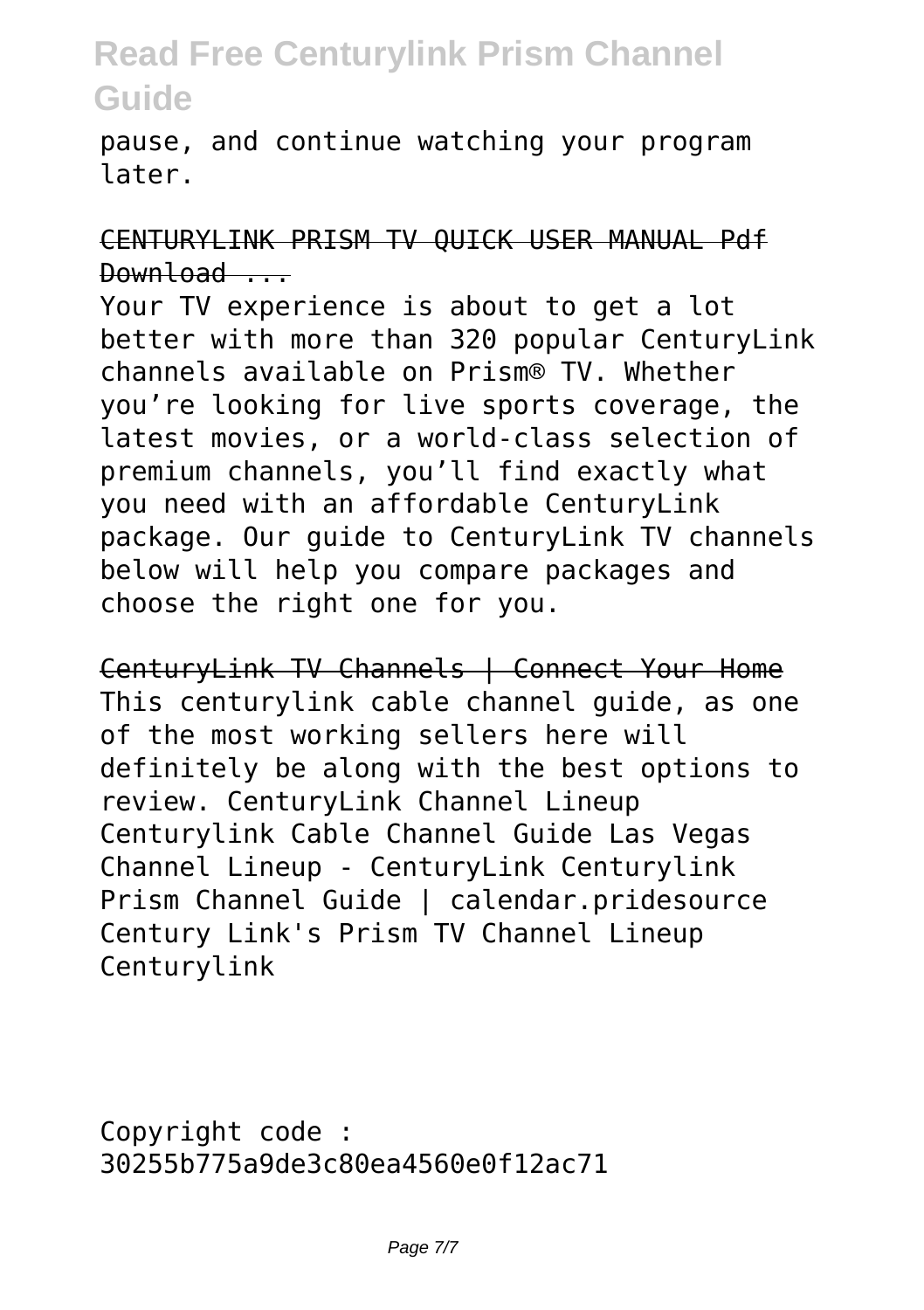pause, and continue watching your program later.

CENTURYLINK PRISM TV QUICK USER MANUAL Pdf Download ...

Your TV experience is about to get a lot better with more than 320 popular CenturyLink channels available on Prism® TV. Whether you're looking for live sports coverage, the latest movies, or a world-class selection of premium channels, you'll find exactly what you need with an affordable CenturyLink package. Our guide to CenturyLink TV channels below will help you compare packages and choose the right one for you.

CenturyLink TV Channels | Connect Your Home

This centurylink cable channel guide, as one of the most working sellers here will definitely be along with the best options to review. CenturyLink Channel Lineup Centurylink Cable Channel Guide Las Vegas Channel Lineup - CenturyLink Centurylink Prism Channel Guide | calendar.pridesource Century Link's Prism TV Channel Lineup Centurylink

Copyright code : 30255b775a9de3c80ea4560e0f12ac71